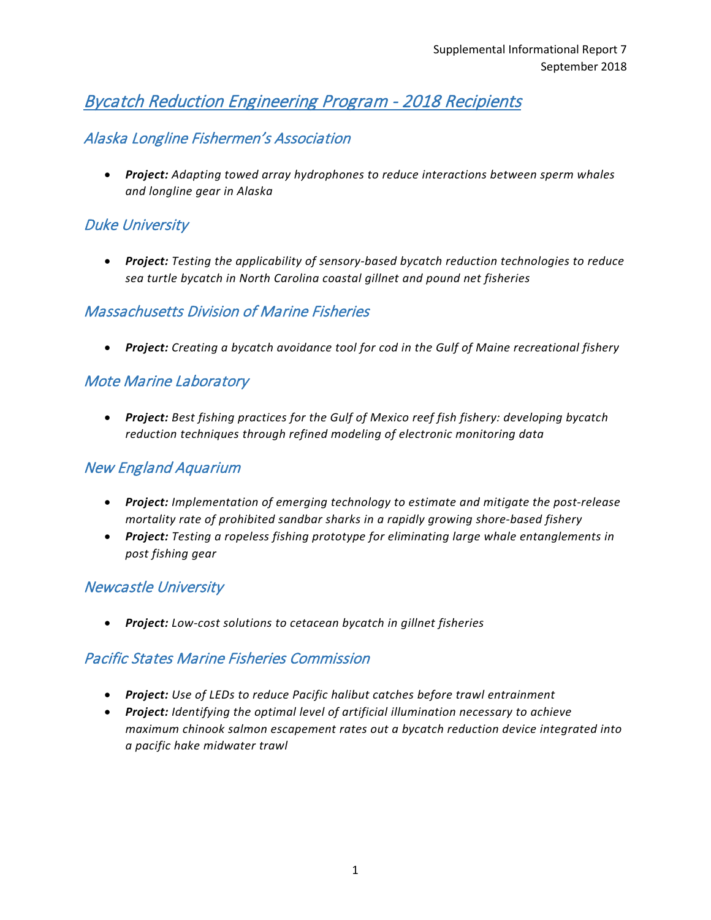Supplemental Informational Report 7
September 2018

# Bycatch Reduction Engineering Program - 2018 Recipients

## Alaska Longline Fishermen's Association

- ***Project:*** *Adapting towed array hydrophones to reduce interactions between sperm whales and longline gear in Alaska*

## Duke University

- ***Project:*** *Testing the applicability of sensory-based bycatch reduction technologies to reduce sea turtle bycatch in North Carolina coastal gillnet and pound net fisheries*

## Massachusetts Division of Marine Fisheries

- ***Project:*** *Creating a bycatch avoidance tool for cod in the Gulf of Maine recreational fishery*

## Mote Marine Laboratory

- ***Project:*** *Best fishing practices for the Gulf of Mexico reef fish fishery: developing bycatch reduction techniques through refined modeling of electronic monitoring data*

## New England Aquarium

- ***Project:*** *Implementation of emerging technology to estimate and mitigate the post-release mortality rate of prohibited sandbar sharks in a rapidly growing shore-based fishery*
- ***Project:*** *Testing a ropeless fishing prototype for eliminating large whale entanglements in post fishing gear*

## Newcastle University

- ***Project:*** *Low-cost solutions to cetacean bycatch in gillnet fisheries*

## Pacific States Marine Fisheries Commission

- ***Project:*** *Use of LEDs to reduce Pacific halibut catches before trawl entrainment*
- ***Project:*** *Identifying the optimal level of artificial illumination necessary to achieve maximum chinook salmon escapement rates out a bycatch reduction device integrated into a pacific hake midwater trawl*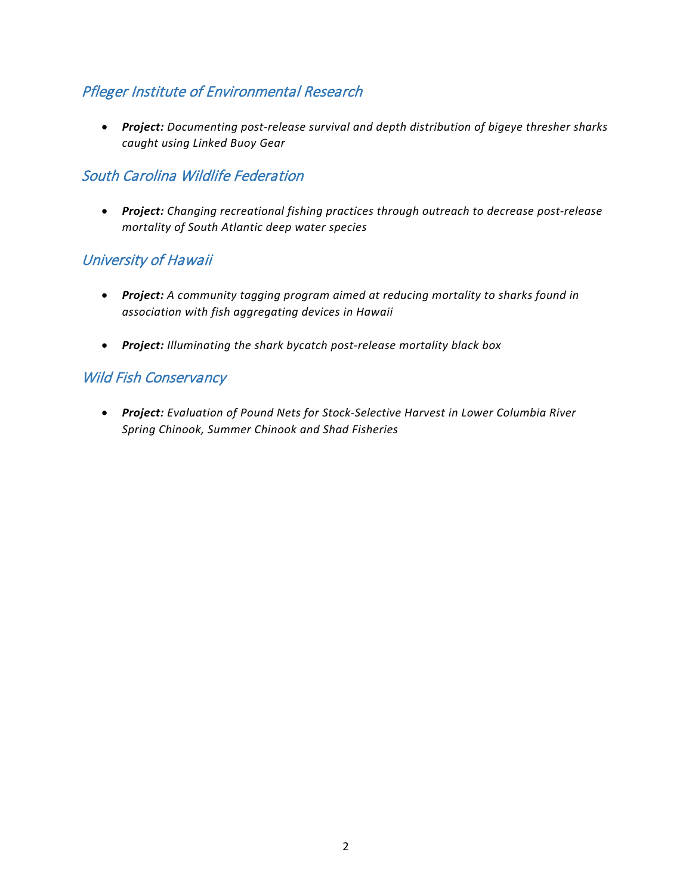## *Pfleger Institute of Environmental Research*

- ***Project:*** *Documenting post-release survival and depth distribution of bigeye thresher sharks caught using Linked Buoy Gear*

## *South Carolina Wildlife Federation*

- ***Project:*** *Changing recreational fishing practices through outreach to decrease post-release mortality of South Atlantic deep water species*

## *University of Hawaii*

- ***Project:*** *A community tagging program aimed at reducing mortality to sharks found in association with fish aggregating devices in Hawaii*

- ***Project:*** *Illuminating the shark bycatch post-release mortality black box*

## *Wild Fish Conservancy*

- ***Project:*** *Evaluation of Pound Nets for Stock-Selective Harvest in Lower Columbia River Spring Chinook, Summer Chinook and Shad Fisheries*